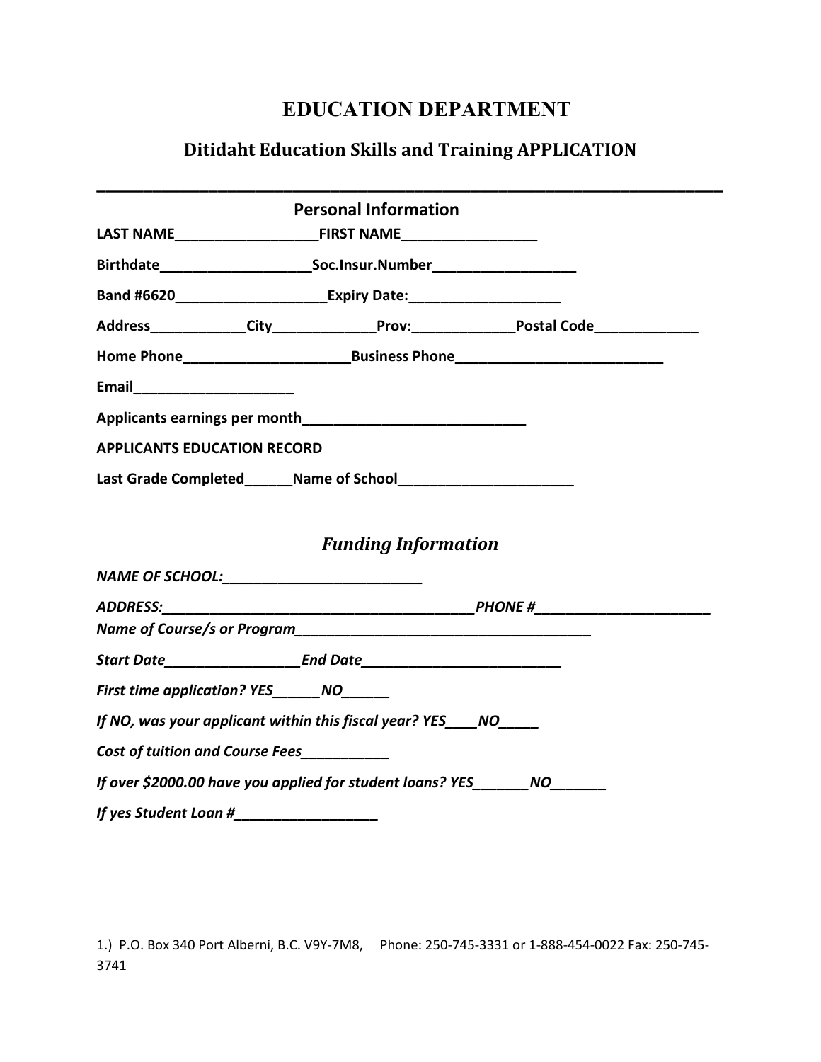# EDUCATION DEPARTMENT

## Ditidaht Education Skills and Training APPLICATION

---

### Personal Information

**LAST NAME__________________FIRST NAME_________________**

**Birthdate___________________Soc.Insur.Number__________________**

**Band #6620___________________Expiry Date:___________________**

**Address____________City_____________Prov:_____________Postal Code_____________**

**Home Phone_____________________Business Phone__________________________**

**Email____________________**

**Applicants earnings per month____________________________**

**APPLICANTS EDUCATION RECORD**

**Last Grade Completed______Name of School_____________________**

### *Funding Information*

***NAME OF SCHOOL:_________________________***

***ADDRESS:________________________________________PHONE #______________________***

***Name of Course/s or Program______________________________________***

***Start Date_________________End Date_________________________***

***First time application? YES______NO______***

***If NO, was your applicant within this fiscal year? YES____NO_____***

***Cost of tuition and Course Fees___________***

***If over $2000.00 have you applied for student loans? YES_______NO_______***

***If yes Student Loan #__________________***

1.) P.O. Box 340 Port Alberni, B.C. V9Y-7M8, Phone: 250-745-3331 or 1-888-454-0022 Fax: 250-745-3741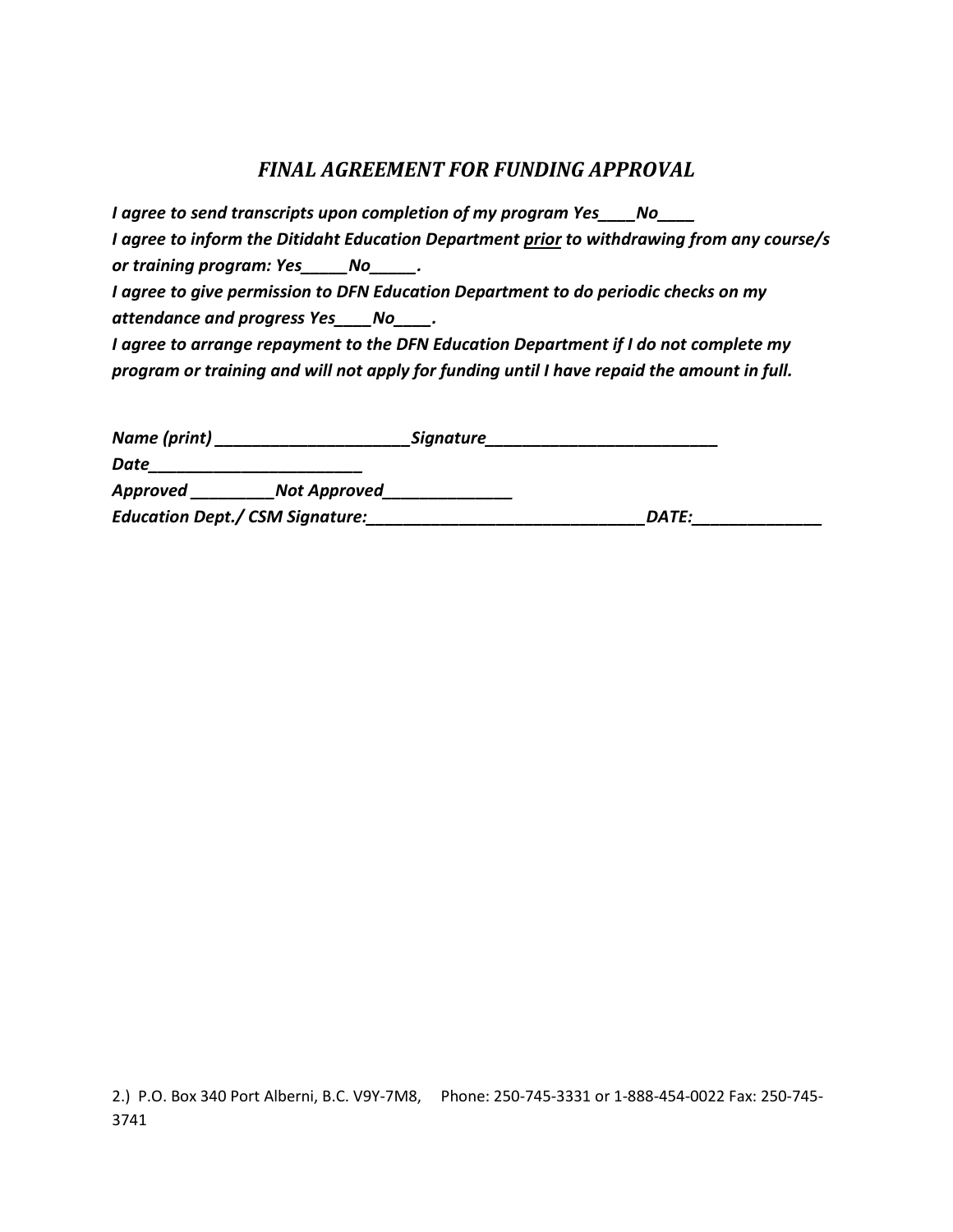## *FINAL AGREEMENT FOR FUNDING APPROVAL*

I agree to send transcripts upon completion of my program Yes____No____

I agree to inform the Ditidaht Education Department prior to withdrawing from any course/s or training program: Yes_____No_____.

I agree to give permission to DFN Education Department to do periodic checks on my attendance and progress Yes____No____.

I agree to arrange repayment to the DFN Education Department if I do not complete my program or training and will not apply for funding until I have repaid the amount in full.

Name (print) _____________________Signature_________________________

Date_______________________

Approved _________Not Approved______________

Education Dept./ CSM Signature:______________________________DATE:______________